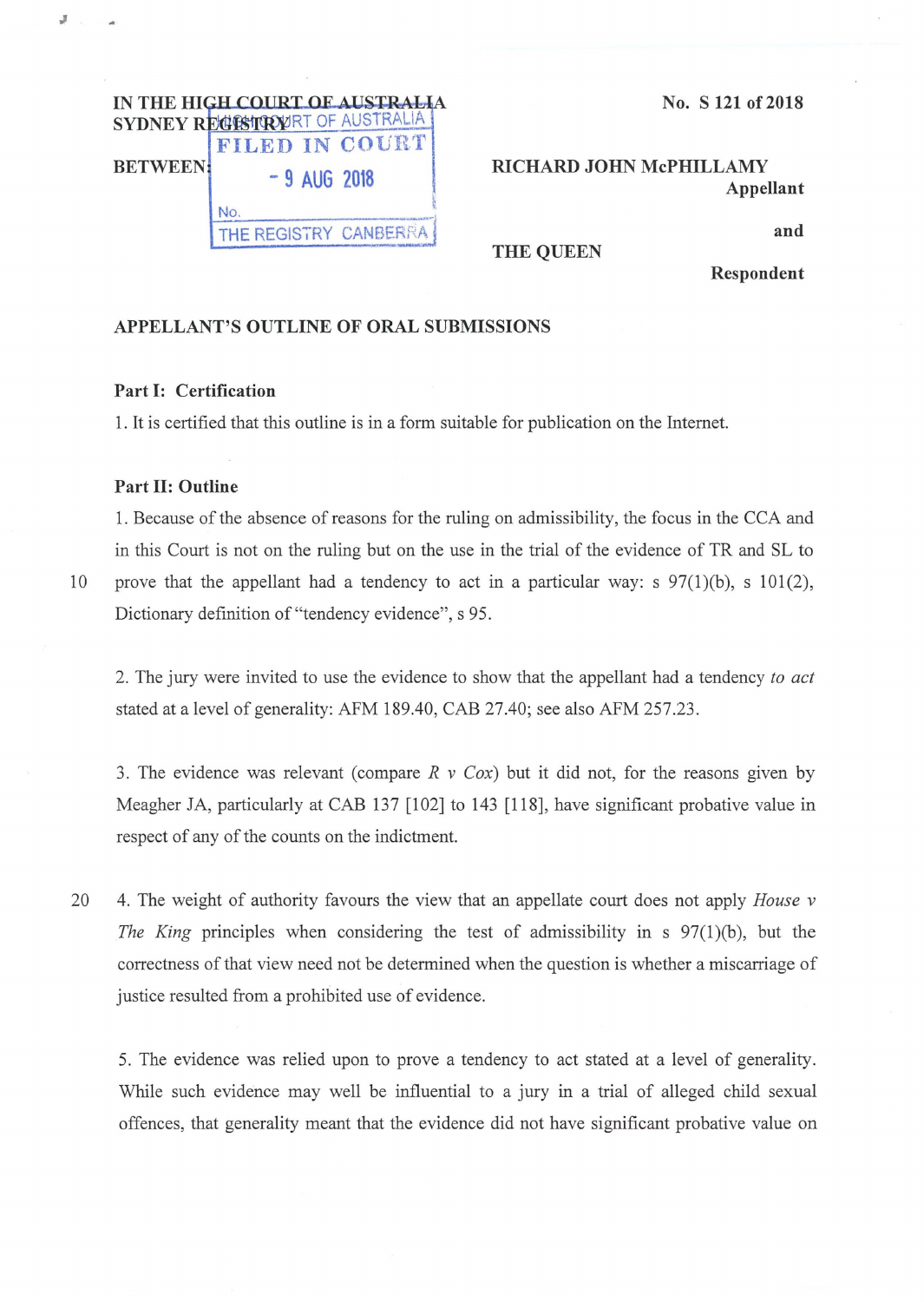IN THE HIGH COURT OF AUSTRALIA
SYDNEY REGISTRY

No. S 121 of 2018

HIGH COURT OF AUSTRALIA
FILED IN COURT
- 9 AUG 2018
No.
THE REGISTRY CANBERRA

BETWEEN:

**RICHARD JOHN McPHILLAMY**
**Appellant**

**and**

**THE QUEEN**
**Respondent**

**APPELLANT'S OUTLINE OF ORAL SUBMISSIONS**

**Part I: Certification**

1. It is certified that this outline is in a form suitable for publication on the Internet.

**Part II: Outline**

1. Because of the absence of reasons for the ruling on admissibility, the focus in the CCA and in this Court is not on the ruling but on the use in the trial of the evidence of TR and SL to prove that the appellant had a tendency to act in a particular way: s 97(1)(b), s 101(2), Dictionary definition of "tendency evidence", s 95.

2. The jury were invited to use the evidence to show that the appellant had a tendency *to act* stated at a level of generality: AFM 189.40, CAB 27.40; see also AFM 257.23.

3. The evidence was relevant (compare *R v Cox*) but it did not, for the reasons given by Meagher JA, particularly at CAB 137 [102] to 143 [118], have significant probative value in respect of any of the counts on the indictment.

4. The weight of authority favours the view that an appellate court does not apply *House v The King* principles when considering the test of admissibility in s 97(1)(b), but the correctness of that view need not be determined when the question is whether a miscarriage of justice resulted from a prohibited use of evidence.

5. The evidence was relied upon to prove a tendency to act stated at a level of generality. While such evidence may well be influential to a jury in a trial of alleged child sexual offences, that generality meant that the evidence did not have significant probative value on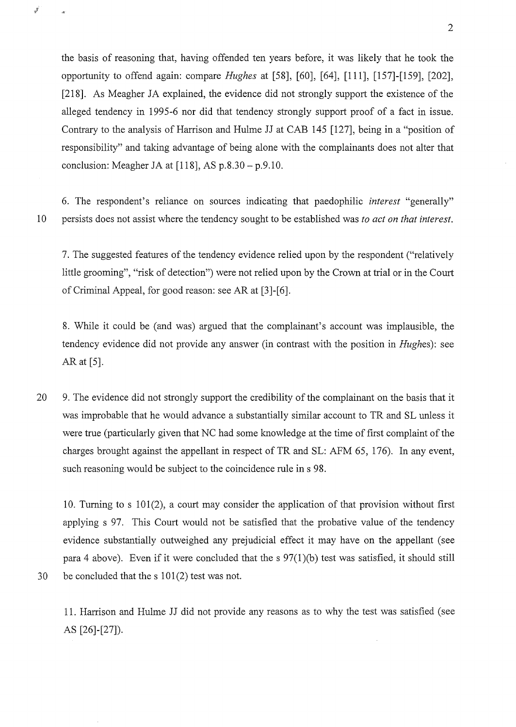the basis of reasoning that, having offended ten years before, it was likely that he took the opportunity to offend again: compare *Hughes* at [58], [60], [64], [111], [157]-[159], [202], [218]. As Meagher JA explained, the evidence did not strongly support the existence of the alleged tendency in 1995-6 nor did that tendency strongly support proof of a fact in issue. Contrary to the analysis of Harrison and Hulme JJ at CAB 145 [127], being in a "position of responsibility" and taking advantage of being alone with the complainants does not alter that conclusion: Meagher JA at [118], AS p.8.30 – p.9.10.

6. The respondent's reliance on sources indicating that paedophilic *interest* "generally" persists does not assist where the tendency sought to be established was *to act on that interest*.

7. The suggested features of the tendency evidence relied upon by the respondent ("relatively little grooming", "risk of detection") were not relied upon by the Crown at trial or in the Court of Criminal Appeal, for good reason: see AR at [3]-[6].

8. While it could be (and was) argued that the complainant's account was implausible, the tendency evidence did not provide any answer (in contrast with the position in *Hughes*): see AR at [5].

9. The evidence did not strongly support the credibility of the complainant on the basis that it was improbable that he would advance a substantially similar account to TR and SL unless it were true (particularly given that NC had some knowledge at the time of first complaint of the charges brought against the appellant in respect of TR and SL: AFM 65, 176). In any event, such reasoning would be subject to the coincidence rule in s 98.

10. Turning to s 101(2), a court may consider the application of that provision without first applying s 97. This Court would not be satisfied that the probative value of the tendency evidence substantially outweighed any prejudicial effect it may have on the appellant (see para 4 above). Even if it were concluded that the s 97(1)(b) test was satisfied, it should still be concluded that the s 101(2) test was not.

11. Harrison and Hulme JJ did not provide any reasons as to why the test was satisfied (see AS [26]-[27]).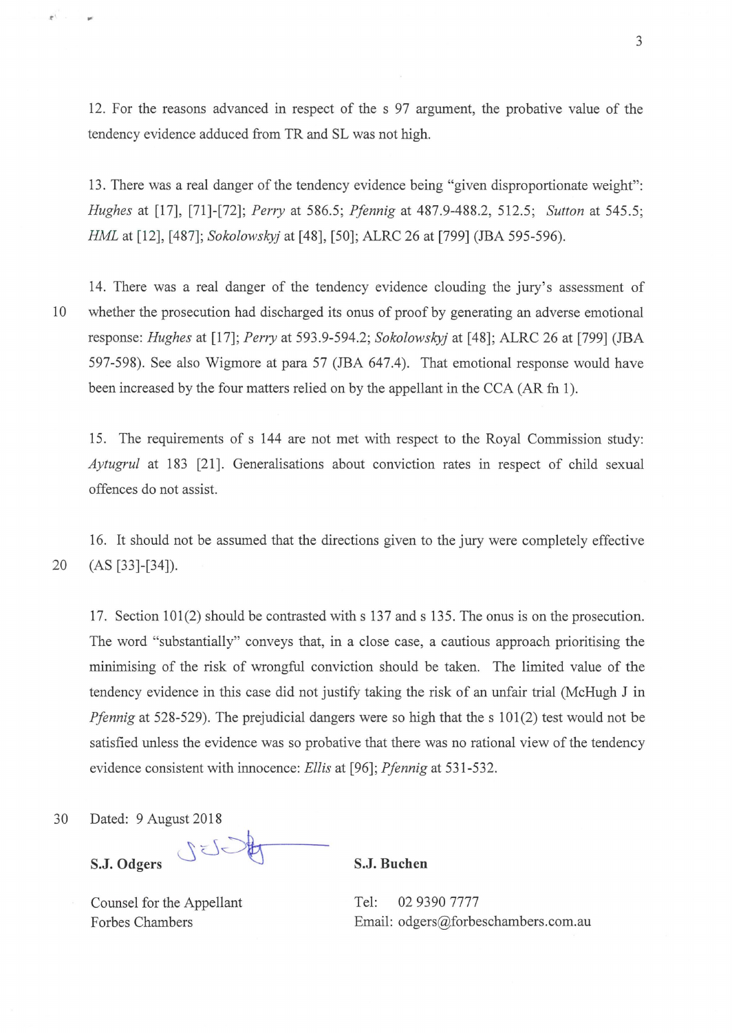12. For the reasons advanced in respect of the s 97 argument, the probative value of the tendency evidence adduced from TR and SL was not high.

13. There was a real danger of the tendency evidence being "given disproportionate weight": *Hughes* at [17], [71]-[72]; *Perry* at 586.5; *Pfennig* at 487.9-488.2, 512.5; *Sutton* at 545.5; *HML* at [12], [487]; *Sokolowskyj* at [48], [50]; ALRC 26 at [799] (JBA 595-596).

14. There was a real danger of the tendency evidence clouding the jury's assessment of whether the prosecution had discharged its onus of proof by generating an adverse emotional response: *Hughes* at [17]; *Perry* at 593.9-594.2; *Sokolowskyj* at [48]; ALRC 26 at [799] (JBA 597-598). See also Wigmore at para 57 (JBA 647.4). That emotional response would have been increased by the four matters relied on by the appellant in the CCA (AR fn 1).

15. The requirements of s 144 are not met with respect to the Royal Commission study: *Aytugrul* at 183 [21]. Generalisations about conviction rates in respect of child sexual offences do not assist.

16. It should not be assumed that the directions given to the jury were completely effective (AS [33]-[34]).

17. Section 101(2) should be contrasted with s 137 and s 135. The onus is on the prosecution. The word "substantially" conveys that, in a close case, a cautious approach prioritising the minimising of the risk of wrongful conviction should be taken. The limited value of the tendency evidence in this case did not justify taking the risk of an unfair trial (McHugh J in *Pfennig* at 528-529). The prejudicial dangers were so high that the s 101(2) test would not be satisfied unless the evidence was so probative that there was no rational view of the tendency evidence consistent with innocence: *Ellis* at [96]; *Pfennig* at 531-532.

Dated: 9 August 2018

**S.J. Odgers**

Counsel for the Appellant
Forbes Chambers

**S.J. Buchen**

Tel: 02 9390 7777
Email: odgers@forbeschambers.com.au